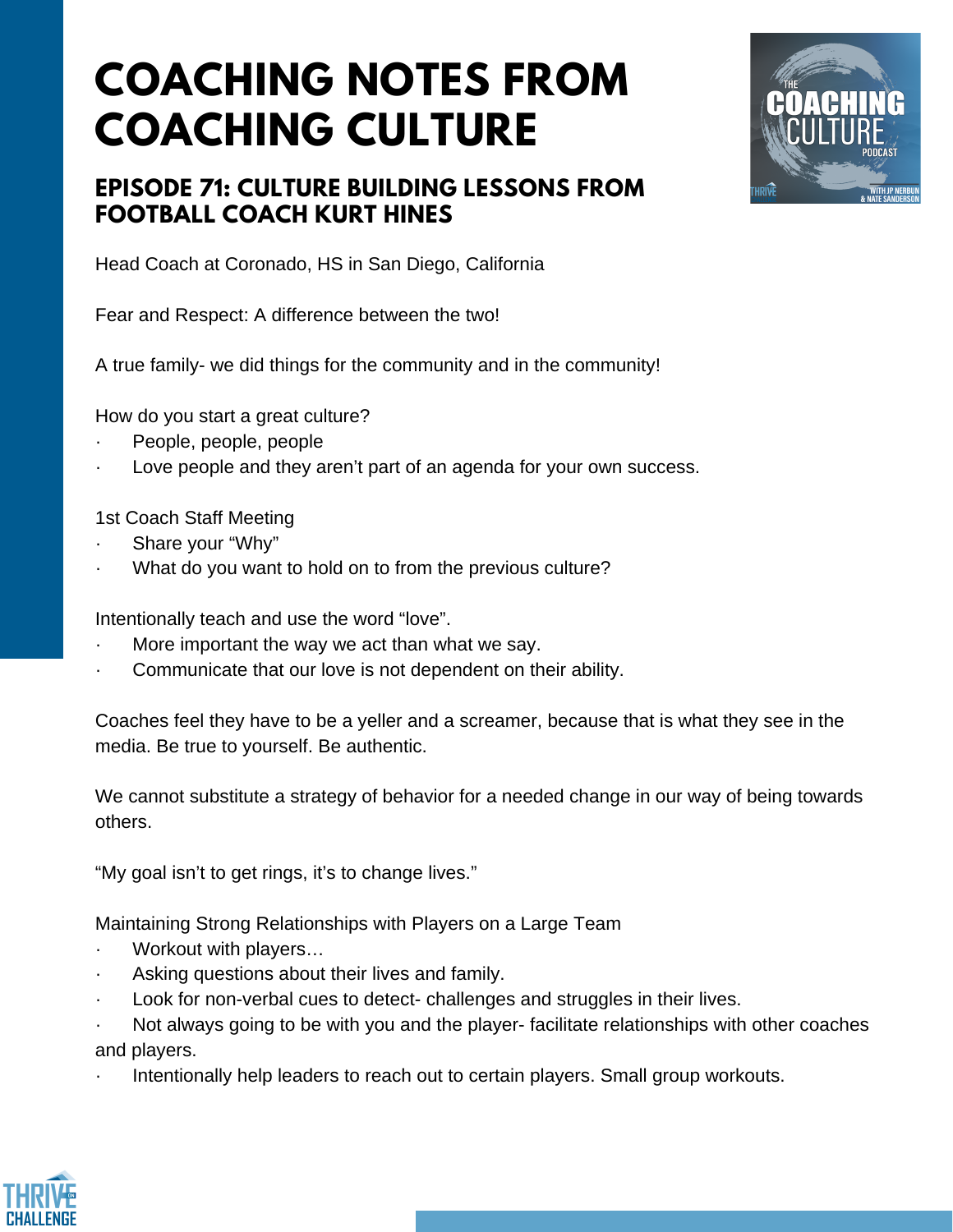# COACHING NOTES FROM COACHING CULTURE

## EPISODE 71: CULTURE BUILDING LESSONS FROM FOOTBALL COACH KURT HINES

Head Coach at Coronado, HS in San Diego, California

Fear and Respect: A difference between the two!

A true family- we did things for the community and in the community!

How do you start a great culture?

- People, people, people
- Love people and they aren't part of an agenda for your own success.

1st Coach Staff Meeting

- Share your "Why"
- What do you want to hold on to from the previous culture?

Intentionally teach and use the word "love".

- More important the way we act than what we say.
- Communicate that our love is not dependent on their ability.

Coaches feel they have to be a yeller and a screamer, because that is what they see in the media. Be true to yourself. Be authentic.

We cannot substitute a strategy of behavior for a needed change in our way of being towards others.

"My goal isn't to get rings, it's to change lives."

Maintaining Strong Relationships with Players on a Large Team

- Workout with players…
- Asking questions about their lives and family.
- Look for non-verbal cues to detect- challenges and struggles in their lives.
- Not always going to be with you and the player- facilitate relationships with other coaches and players.
- Intentionally help leaders to reach out to certain players. Small group workouts.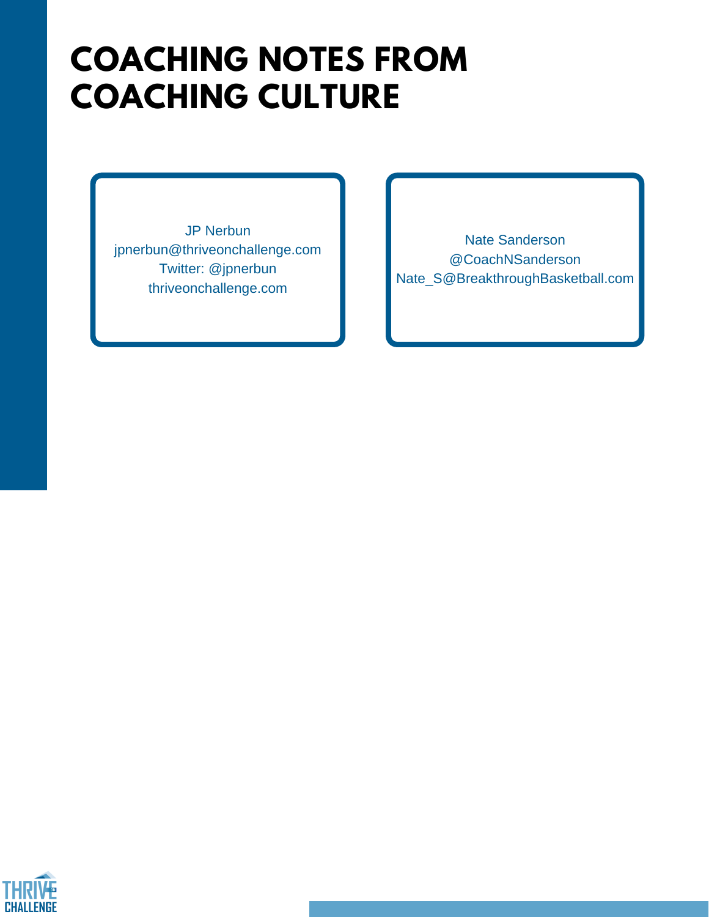# COACHING NOTES FROM COACHING CULTURE

JP Nerbun
jpnerbun@thriveonchallenge.com
Twitter: @jpnerbun
thriveonchallenge.com

Nate Sanderson
@CoachNSanderson
Nate_S@BreakthroughBasketball.com